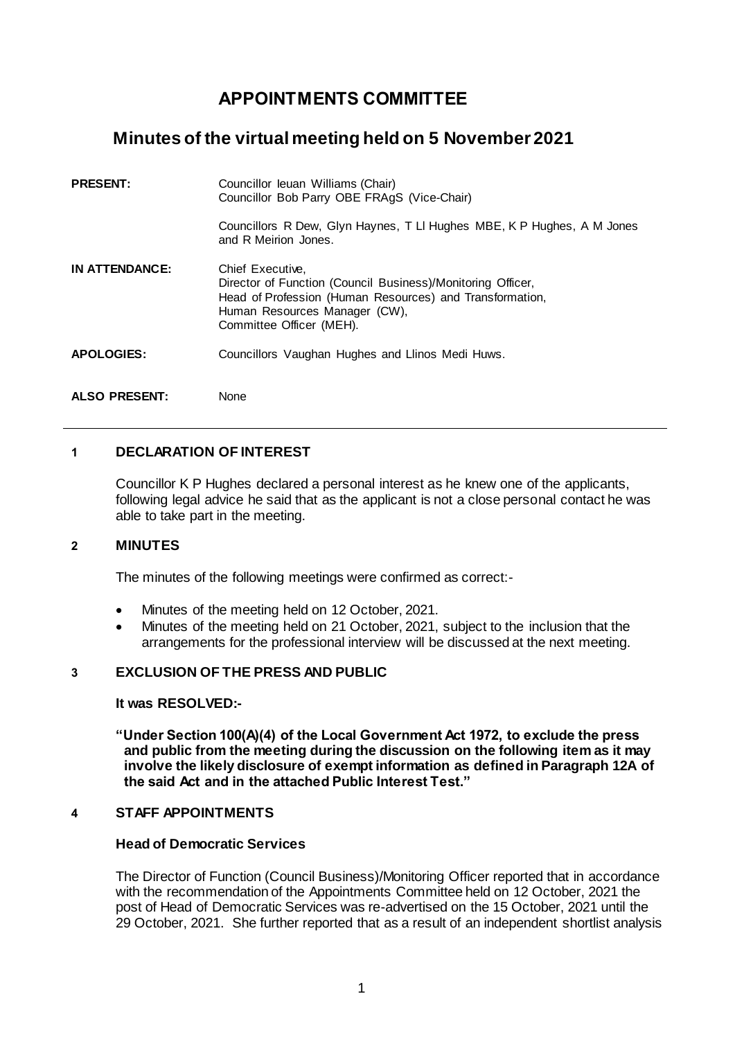# APPOINTMENTS COMMITTEE

## Minutes of the virtual meeting held on 5 November 2021

| | |
|---|---|
| **PRESENT:** | Councillor Ieuan Williams (Chair)<br>Councillor Bob Parry OBE FRAgS (Vice-Chair)<br><br>Councillors R Dew, Glyn Haynes, T Ll Hughes MBE, K P Hughes, A M Jones and R Meirion Jones. |
| **IN ATTENDANCE:** | Chief Executive,<br>Director of Function (Council Business)/Monitoring Officer,<br>Head of Profession (Human Resources) and Transformation,<br>Human Resources Manager (CW),<br>Committee Officer (MEH). |
| **APOLOGIES:** | Councillors Vaughan Hughes and Llinos Medi Huws. |
| **ALSO PRESENT:** | None |

---

### 1 DECLARATION OF INTEREST

Councillor K P Hughes declared a personal interest as he knew one of the applicants, following legal advice he said that as the applicant is not a close personal contact he was able to take part in the meeting.

### 2 MINUTES

The minutes of the following meetings were confirmed as correct:-

- Minutes of the meeting held on 12 October, 2021.
- Minutes of the meeting held on 21 October, 2021, subject to the inclusion that the arrangements for the professional interview will be discussed at the next meeting.

### 3 EXCLUSION OF THE PRESS AND PUBLIC

**It was RESOLVED:-**

**"Under Section 100(A)(4) of the Local Government Act 1972, to exclude the press and public from the meeting during the discussion on the following item as it may involve the likely disclosure of exempt information as defined in Paragraph 12A of the said Act and in the attached Public Interest Test."**

### 4 STAFF APPOINTMENTS

**Head of Democratic Services**

The Director of Function (Council Business)/Monitoring Officer reported that in accordance with the recommendation of the Appointments Committee held on 12 October, 2021 the post of Head of Democratic Services was re-advertised on the 15 October, 2021 until the 29 October, 2021. She further reported that as a result of an independent shortlist analysis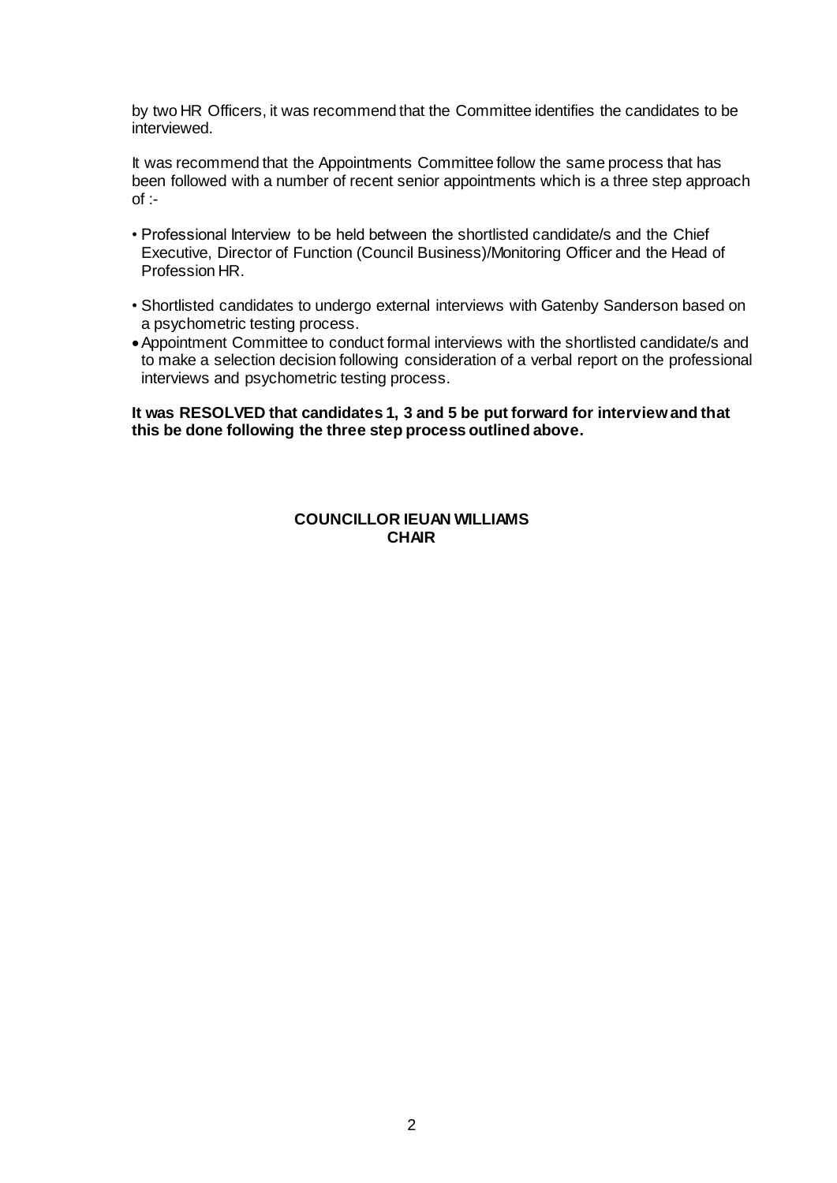by two HR Officers, it was recommend that the Committee identifies the candidates to be interviewed.

It was recommend that the Appointments Committee follow the same process that has been followed with a number of recent senior appointments which is a three step approach of :-

- Professional Interview to be held between the shortlisted candidate/s and the Chief Executive, Director of Function (Council Business)/Monitoring Officer and the Head of Profession HR.
- Shortlisted candidates to undergo external interviews with Gatenby Sanderson based on a psychometric testing process.
- Appointment Committee to conduct formal interviews with the shortlisted candidate/s and to make a selection decision following consideration of a verbal report on the professional interviews and psychometric testing process.

**It was RESOLVED that candidates 1, 3 and 5 be put forward for interview and that this be done following the three step process outlined above.**

**COUNCILLOR IEUAN WILLIAMS**
**CHAIR**